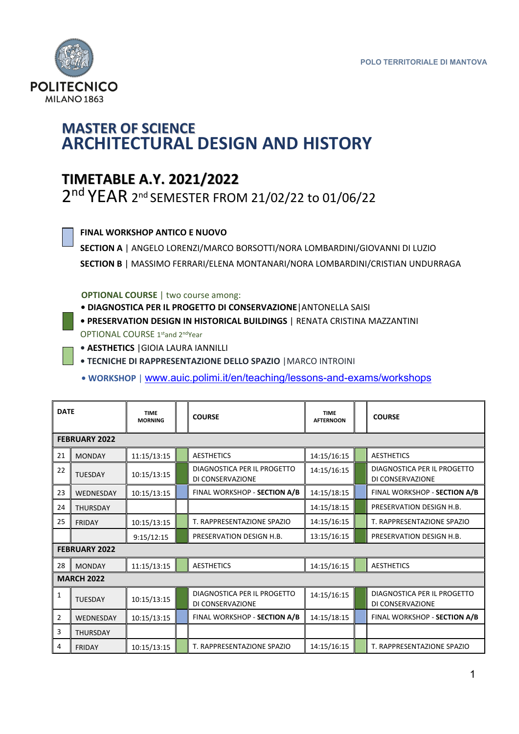POLITECNICO MILANO 1863

POLO TERRITORIALE DI MANTOVA

# MASTER OF SCIENCE
# ARCHITECTURAL DESIGN AND HISTORY

## TIMETABLE A.Y. 2021/2022
2nd YEAR 2nd SEMESTER FROM 21/02/22 to 01/06/22

**FINAL WORKSHOP ANTICO E NUOVO**

**SECTION A** | ANGELO LORENZI/MARCO BORSOTTI/NORA LOMBARDINI/GIOVANNI DI LUZIO

**SECTION B** | MASSIMO FERRARI/ELENA MONTANARI/NORA LOMBARDINI/CRISTIAN UNDURRAGA

**OPTIONAL COURSE** | two course among:

- **DIAGNOSTICA PER IL PROGETTO DI CONSERVAZIONE** | ANTONELLA SAISI
- **PRESERVATION DESIGN IN HISTORICAL BUILDINGS** | RENATA CRISTINA MAZZANTINI

OPTIONAL COURSE 1st and 2nd Year

- **AESTHETICS** | GIOIA LAURA IANNILLI
- **TECNICHE DI RAPPRESENTAZIONE DELLO SPAZIO** | MARCO INTROINI
- **WORKSHOP** | www.auic.polimi.it/en/teaching/lessons-and-exams/workshops

| DATE | | TIME MORNING | | COURSE | TIME AFTERNOON | | COURSE |
|---|---|---|---|---|---|---|---|
| **FEBRUARY 2022** | | | | | | | |
| 21 | MONDAY | 11:15/13:15 | | AESTHETICS | 14:15/16:15 | | AESTHETICS |
| 22 | TUESDAY | 10:15/13:15 | | DIAGNOSTICA PER IL PROGETTO DI CONSERVAZIONE | 14:15/16:15 | | DIAGNOSTICA PER IL PROGETTO DI CONSERVAZIONE |
| 23 | WEDNESDAY | 10:15/13:15 | | FINAL WORKSHOP - **SECTION A/B** | 14:15/18:15 | | FINAL WORKSHOP - **SECTION A/B** |
| 24 | THURSDAY | | | | 14:15/18:15 | | PRESERVATION DESIGN H.B. |
| 25 | FRIDAY | 10:15/13:15 | | T. RAPPRESENTAZIONE SPAZIO | 14:15/16:15 | | T. RAPPRESENTAZIONE SPAZIO |
| | | 9:15/12:15 | | PRESERVATION DESIGN H.B. | 13:15/16:15 | | PRESERVATION DESIGN H.B. |
| **FEBRUARY 2022** | | | | | | | |
| 28 | MONDAY | 11:15/13:15 | | AESTHETICS | 14:15/16:15 | | AESTHETICS |
| **MARCH 2022** | | | | | | | |
| 1 | TUESDAY | 10:15/13:15 | | DIAGNOSTICA PER IL PROGETTO DI CONSERVAZIONE | 14:15/16:15 | | DIAGNOSTICA PER IL PROGETTO DI CONSERVAZIONE |
| 2 | WEDNESDAY | 10:15/13:15 | | FINAL WORKSHOP - **SECTION A/B** | 14:15/18:15 | | FINAL WORKSHOP - **SECTION A/B** |
| 3 | THURSDAY | | | | | | |
| 4 | FRIDAY | 10:15/13:15 | | T. RAPPRESENTAZIONE SPAZIO | 14:15/16:15 | | T. RAPPRESENTAZIONE SPAZIO |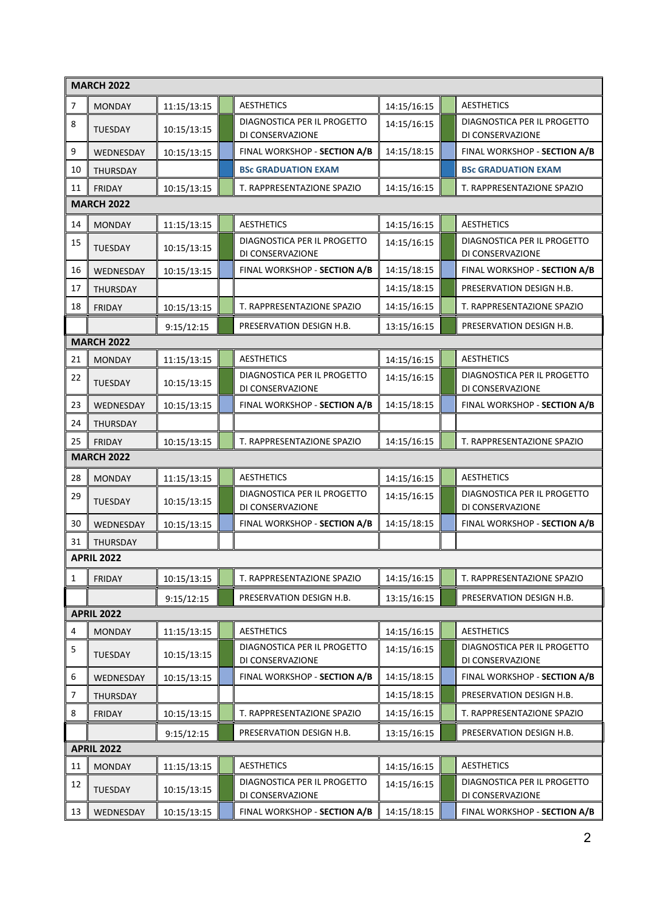| | | | | | | | |
|---|---|---|---|---|---|---|---|
| **MARCH 2022** | | | | | | | |
| 7 | MONDAY | 11:15/13:15 | | AESTHETICS | 14:15/16:15 | | AESTHETICS |
| 8 | TUESDAY | 10:15/13:15 | | DIAGNOSTICA PER IL PROGETTO DI CONSERVAZIONE | 14:15/16:15 | | DIAGNOSTICA PER IL PROGETTO DI CONSERVAZIONE |
| 9 | WEDNESDAY | 10:15/13:15 | | FINAL WORKSHOP - **SECTION A/B** | 14:15/18:15 | | FINAL WORKSHOP - **SECTION A/B** |
| 10 | THURSDAY | | | **BSc GRADUATION EXAM** | | | **BSc GRADUATION EXAM** |
| 11 | FRIDAY | 10:15/13:15 | | T. RAPPRESENTAZIONE SPAZIO | 14:15/16:15 | | T. RAPPRESENTAZIONE SPAZIO |
| **MARCH 2022** | | | | | | | |
| 14 | MONDAY | 11:15/13:15 | | AESTHETICS | 14:15/16:15 | | AESTHETICS |
| 15 | TUESDAY | 10:15/13:15 | | DIAGNOSTICA PER IL PROGETTO DI CONSERVAZIONE | 14:15/16:15 | | DIAGNOSTICA PER IL PROGETTO DI CONSERVAZIONE |
| 16 | WEDNESDAY | 10:15/13:15 | | FINAL WORKSHOP - **SECTION A/B** | 14:15/18:15 | | FINAL WORKSHOP - **SECTION A/B** |
| 17 | THURSDAY | | | | 14:15/18:15 | | PRESERVATION DESIGN H.B. |
| 18 | FRIDAY | 10:15/13:15 | | T. RAPPRESENTAZIONE SPAZIO | 14:15/16:15 | | T. RAPPRESENTAZIONE SPAZIO |
| | | 9:15/12:15 | | PRESERVATION DESIGN H.B. | 13:15/16:15 | | PRESERVATION DESIGN H.B. |
| **MARCH 2022** | | | | | | | |
| 21 | MONDAY | 11:15/13:15 | | AESTHETICS | 14:15/16:15 | | AESTHETICS |
| 22 | TUESDAY | 10:15/13:15 | | DIAGNOSTICA PER IL PROGETTO DI CONSERVAZIONE | 14:15/16:15 | | DIAGNOSTICA PER IL PROGETTO DI CONSERVAZIONE |
| 23 | WEDNESDAY | 10:15/13:15 | | FINAL WORKSHOP - **SECTION A/B** | 14:15/18:15 | | FINAL WORKSHOP - **SECTION A/B** |
| 24 | THURSDAY | | | | | | |
| 25 | FRIDAY | 10:15/13:15 | | T. RAPPRESENTAZIONE SPAZIO | 14:15/16:15 | | T. RAPPRESENTAZIONE SPAZIO |
| **MARCH 2022** | | | | | | | |
| 28 | MONDAY | 11:15/13:15 | | AESTHETICS | 14:15/16:15 | | AESTHETICS |
| 29 | TUESDAY | 10:15/13:15 | | DIAGNOSTICA PER IL PROGETTO DI CONSERVAZIONE | 14:15/16:15 | | DIAGNOSTICA PER IL PROGETTO DI CONSERVAZIONE |
| 30 | WEDNESDAY | 10:15/13:15 | | FINAL WORKSHOP - **SECTION A/B** | 14:15/18:15 | | FINAL WORKSHOP - **SECTION A/B** |
| 31 | THURSDAY | | | | | | |
| **APRIL 2022** | | | | | | | |
| 1 | FRIDAY | 10:15/13:15 | | T. RAPPRESENTAZIONE SPAZIO | 14:15/16:15 | | T. RAPPRESENTAZIONE SPAZIO |
| | | 9:15/12:15 | | PRESERVATION DESIGN H.B. | 13:15/16:15 | | PRESERVATION DESIGN H.B. |
| **APRIL 2022** | | | | | | | |
| 4 | MONDAY | 11:15/13:15 | | AESTHETICS | 14:15/16:15 | | AESTHETICS |
| 5 | TUESDAY | 10:15/13:15 | | DIAGNOSTICA PER IL PROGETTO DI CONSERVAZIONE | 14:15/16:15 | | DIAGNOSTICA PER IL PROGETTO DI CONSERVAZIONE |
| 6 | WEDNESDAY | 10:15/13:15 | | FINAL WORKSHOP - **SECTION A/B** | 14:15/18:15 | | FINAL WORKSHOP - **SECTION A/B** |
| 7 | THURSDAY | | | | 14:15/18:15 | | PRESERVATION DESIGN H.B. |
| 8 | FRIDAY | 10:15/13:15 | | T. RAPPRESENTAZIONE SPAZIO | 14:15/16:15 | | T. RAPPRESENTAZIONE SPAZIO |
| | | 9:15/12:15 | | PRESERVATION DESIGN H.B. | 13:15/16:15 | | PRESERVATION DESIGN H.B. |
| **APRIL 2022** | | | | | | | |
| 11 | MONDAY | 11:15/13:15 | | AESTHETICS | 14:15/16:15 | | AESTHETICS |
| 12 | TUESDAY | 10:15/13:15 | | DIAGNOSTICA PER IL PROGETTO DI CONSERVAZIONE | 14:15/16:15 | | DIAGNOSTICA PER IL PROGETTO DI CONSERVAZIONE |
| 13 | WEDNESDAY | 10:15/13:15 | | FINAL WORKSHOP - **SECTION A/B** | 14:15/18:15 | | FINAL WORKSHOP - **SECTION A/B** |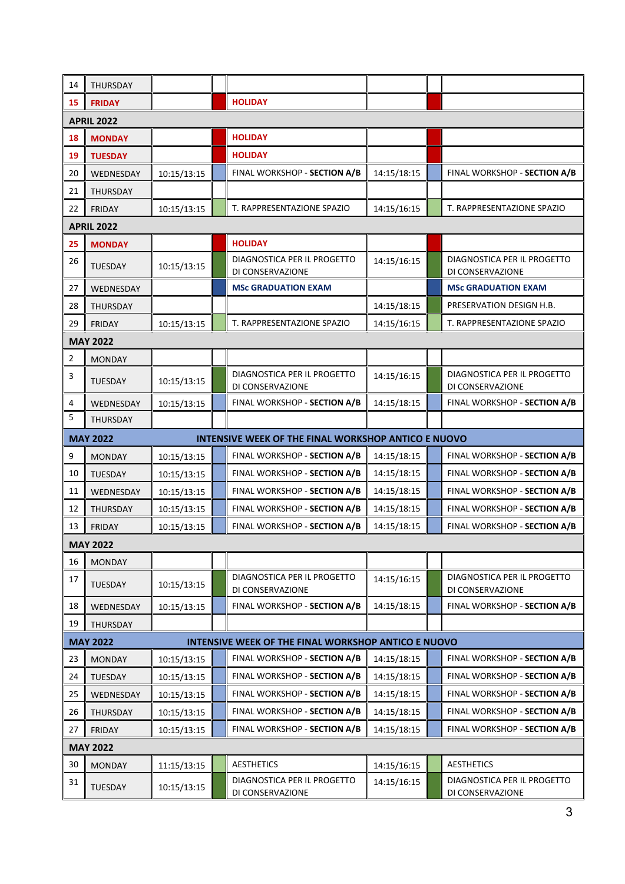| | | | | | | | |
|---|---|---|---|---|---|---|---|
| 14 | THURSDAY | | | | | | |
| **15** | **FRIDAY** | | | **HOLIDAY** | | | |
| **APRIL 2022** | | | | | | | |
| **18** | **MONDAY** | | | **HOLIDAY** | | | |
| **19** | **TUESDAY** | | | **HOLIDAY** | | | |
| 20 | WEDNESDAY | 10:15/13:15 | | FINAL WORKSHOP - **SECTION A/B** | 14:15/18:15 | | FINAL WORKSHOP - **SECTION A/B** |
| 21 | THURSDAY | | | | | | |
| 22 | FRIDAY | 10:15/13:15 | | T. RAPPRESENTAZIONE SPAZIO | 14:15/16:15 | | T. RAPPRESENTAZIONE SPAZIO |
| **APRIL 2022** | | | | | | | |
| **25** | **MONDAY** | | | **HOLIDAY** | | | |
| 26 | TUESDAY | 10:15/13:15 | | DIAGNOSTICA PER IL PROGETTO DI CONSERVAZIONE | 14:15/16:15 | | DIAGNOSTICA PER IL PROGETTO DI CONSERVAZIONE |
| 27 | WEDNESDAY | | | **MSc GRADUATION EXAM** | | | **MSc GRADUATION EXAM** |
| 28 | THURSDAY | | | | 14:15/18:15 | | PRESERVATION DESIGN H.B. |
| 29 | FRIDAY | 10:15/13:15 | | T. RAPPRESENTAZIONE SPAZIO | 14:15/16:15 | | T. RAPPRESENTAZIONE SPAZIO |
| **MAY 2022** | | | | | | | |
| 2 | MONDAY | | | | | | |
| 3 | TUESDAY | 10:15/13:15 | | DIAGNOSTICA PER IL PROGETTO DI CONSERVAZIONE | 14:15/16:15 | | DIAGNOSTICA PER IL PROGETTO DI CONSERVAZIONE |
| 4 | WEDNESDAY | 10:15/13:15 | | FINAL WORKSHOP - **SECTION A/B** | 14:15/18:15 | | FINAL WORKSHOP - **SECTION A/B** |
| 5 | THURSDAY | | | | | | |
| **MAY 2022** | | | **INTENSIVE WEEK OF THE FINAL WORKSHOP ANTICO E NUOVO** | | | | |
| 9 | MONDAY | 10:15/13:15 | | FINAL WORKSHOP - **SECTION A/B** | 14:15/18:15 | | FINAL WORKSHOP - **SECTION A/B** |
| 10 | TUESDAY | 10:15/13:15 | | FINAL WORKSHOP - **SECTION A/B** | 14:15/18:15 | | FINAL WORKSHOP - **SECTION A/B** |
| 11 | WEDNESDAY | 10:15/13:15 | | FINAL WORKSHOP - **SECTION A/B** | 14:15/18:15 | | FINAL WORKSHOP - **SECTION A/B** |
| 12 | THURSDAY | 10:15/13:15 | | FINAL WORKSHOP - **SECTION A/B** | 14:15/18:15 | | FINAL WORKSHOP - **SECTION A/B** |
| 13 | FRIDAY | 10:15/13:15 | | FINAL WORKSHOP - **SECTION A/B** | 14:15/18:15 | | FINAL WORKSHOP - **SECTION A/B** |
| **MAY 2022** | | | | | | | |
| 16 | MONDAY | | | | | | |
| 17 | TUESDAY | 10:15/13:15 | | DIAGNOSTICA PER IL PROGETTO DI CONSERVAZIONE | 14:15/16:15 | | DIAGNOSTICA PER IL PROGETTO DI CONSERVAZIONE |
| 18 | WEDNESDAY | 10:15/13:15 | | FINAL WORKSHOP - **SECTION A/B** | 14:15/18:15 | | FINAL WORKSHOP - **SECTION A/B** |
| 19 | THURSDAY | | | | | | |
| **MAY 2022** | | | **INTENSIVE WEEK OF THE FINAL WORKSHOP ANTICO E NUOVO** | | | | |
| 23 | MONDAY | 10:15/13:15 | | FINAL WORKSHOP - **SECTION A/B** | 14:15/18:15 | | FINAL WORKSHOP - **SECTION A/B** |
| 24 | TUESDAY | 10:15/13:15 | | FINAL WORKSHOP - **SECTION A/B** | 14:15/18:15 | | FINAL WORKSHOP - **SECTION A/B** |
| 25 | WEDNESDAY | 10:15/13:15 | | FINAL WORKSHOP - **SECTION A/B** | 14:15/18:15 | | FINAL WORKSHOP - **SECTION A/B** |
| 26 | THURSDAY | 10:15/13:15 | | FINAL WORKSHOP - **SECTION A/B** | 14:15/18:15 | | FINAL WORKSHOP - **SECTION A/B** |
| 27 | FRIDAY | 10:15/13:15 | | FINAL WORKSHOP - **SECTION A/B** | 14:15/18:15 | | FINAL WORKSHOP - **SECTION A/B** |
| **MAY 2022** | | | | | | | |
| 30 | MONDAY | 11:15/13:15 | | AESTHETICS | 14:15/16:15 | | AESTHETICS |
| 31 | TUESDAY | 10:15/13:15 | | DIAGNOSTICA PER IL PROGETTO DI CONSERVAZIONE | 14:15/16:15 | | DIAGNOSTICA PER IL PROGETTO DI CONSERVAZIONE |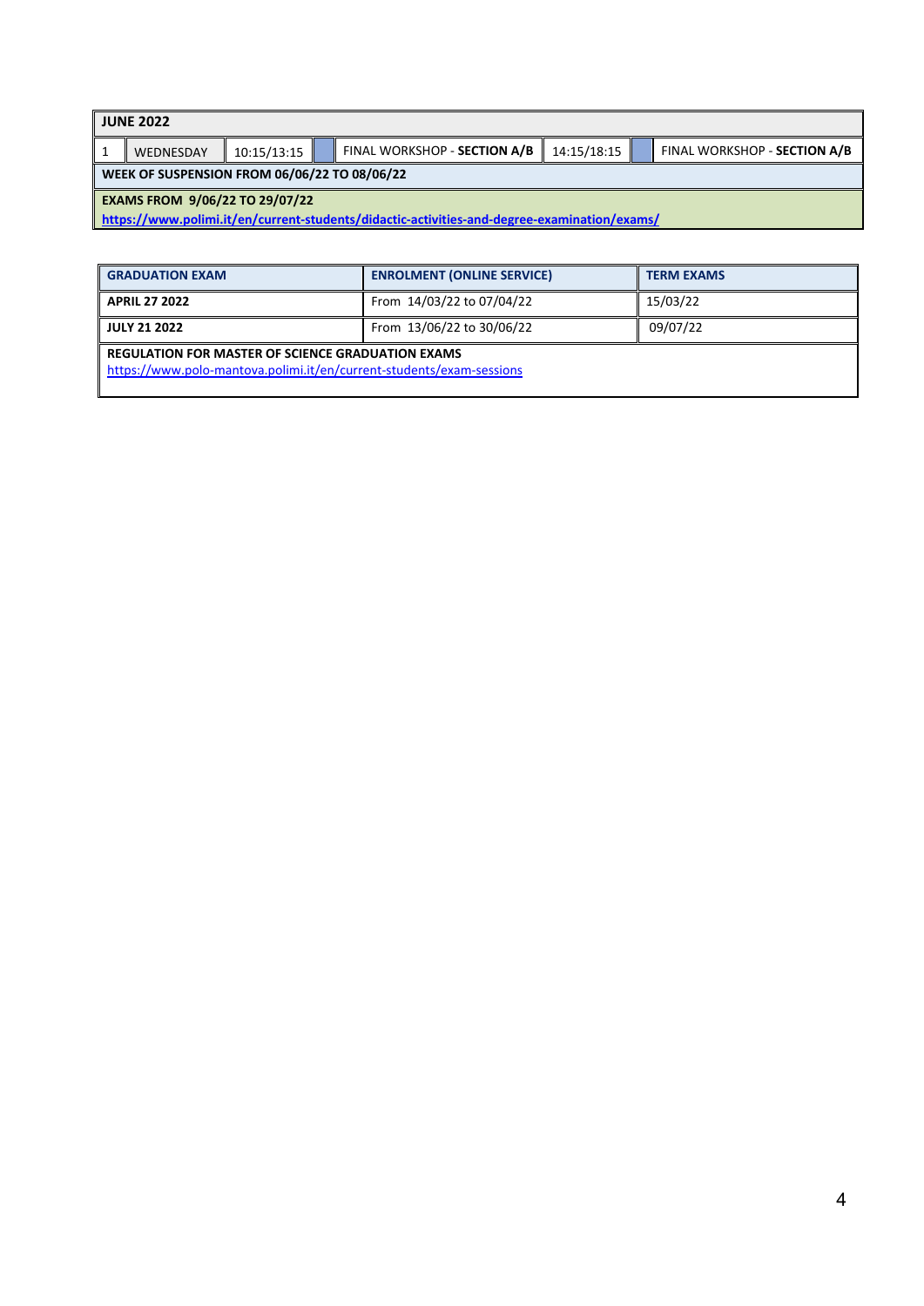| JUNE 2022 | | | | | | | |
|---|---|---|---|---|---|---|---|
| 1 | WEDNESDAY | 10:15/13:15 | | FINAL WORKSHOP - **SECTION A/B** | 14:15/18:15 | | FINAL WORKSHOP - **SECTION A/B** |
| **WEEK OF SUSPENSION FROM 06/06/22 TO 08/06/22** | | | | | | | |
| **EXAMS FROM 9/06/22 TO 29/07/22** https://www.polimi.it/en/current-students/didactic-activities-and-degree-examination/exams/ | | | | | | | |

| GRADUATION EXAM | ENROLMENT (ONLINE SERVICE) | TERM EXAMS |
|---|---|---|
| **APRIL 27 2022** | From 14/03/22 to 07/04/22 | 15/03/22 |
| **JULY 21 2022** | From 13/06/22 to 30/06/22 | 09/07/22 |
| **REGULATION FOR MASTER OF SCIENCE GRADUATION EXAMS** https://www.polo-mantova.polimi.it/en/current-students/exam-sessions | | |